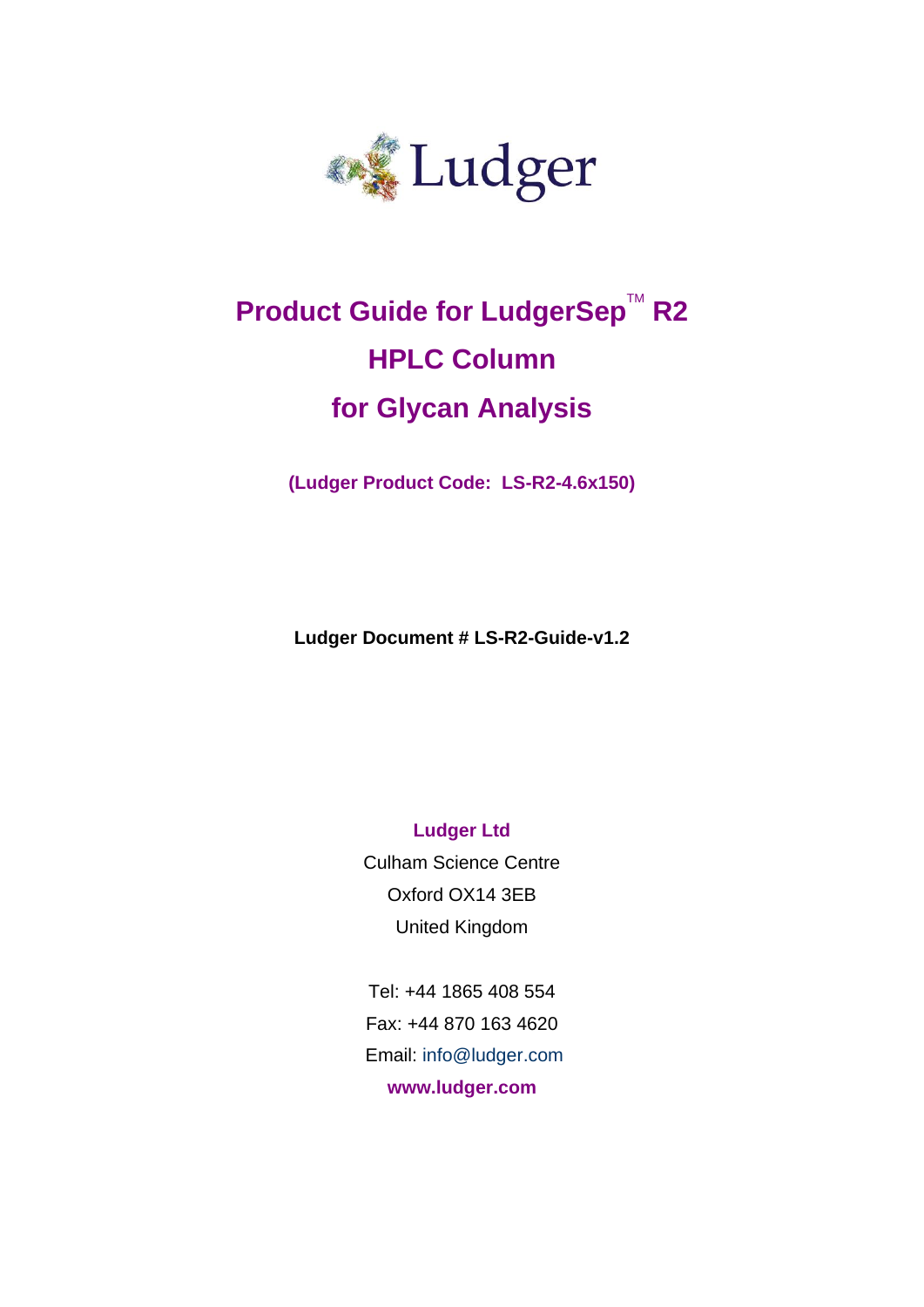Ludger

# Product Guide for LudgerSep™ R2 HPLC Column for Glycan Analysis

**(Ludger Product Code: LS-R2-4.6x150)**

**Ludger Document # LS-R2-Guide-v1.2**

**Ludger Ltd**

Culham Science Centre

Oxford OX14 3EB

United Kingdom

Tel: +44 1865 408 554

Fax: +44 870 163 4620

Email: info@ludger.com

**www.ludger.com**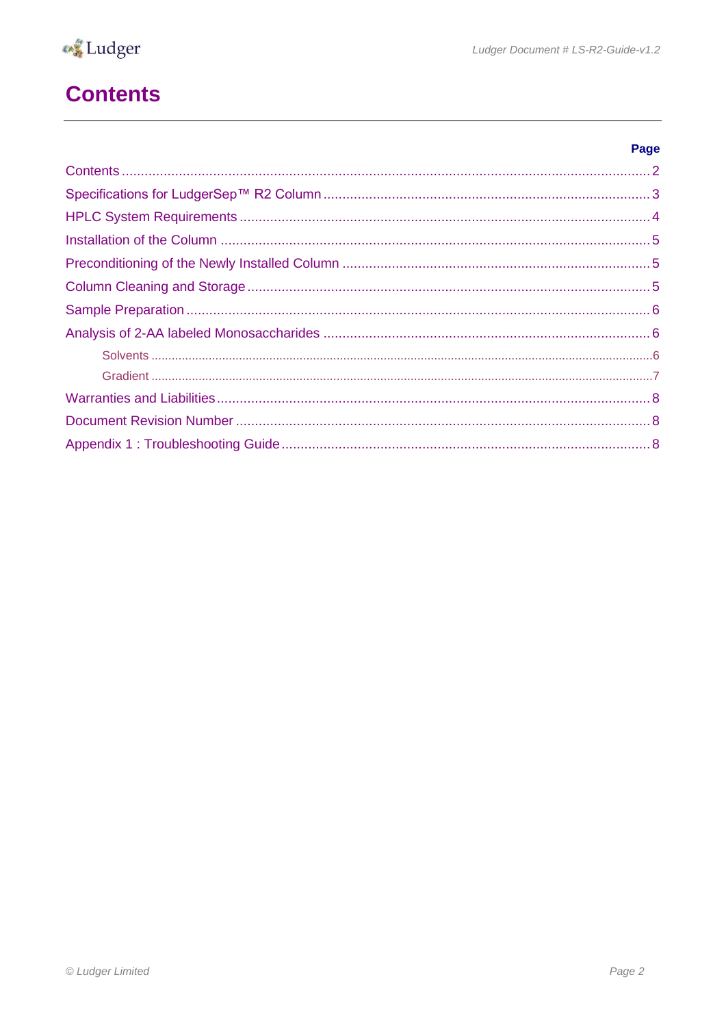# Contents

| | Page |
|---|---|
| Contents | 2 |
| Specifications for LudgerSep™ R2 Column | 3 |
| HPLC System Requirements | 4 |
| Installation of the Column | 5 |
| Preconditioning of the Newly Installed Column | 5 |
| Column Cleaning and Storage | 5 |
| Sample Preparation | 6 |
| Analysis of 2-AA labeled Monosaccharides | 6 |
| Solvents | 6 |
| Gradient | 7 |
| Warranties and Liabilities | 8 |
| Document Revision Number | 8 |
| Appendix 1 : Troubleshooting Guide | 8 |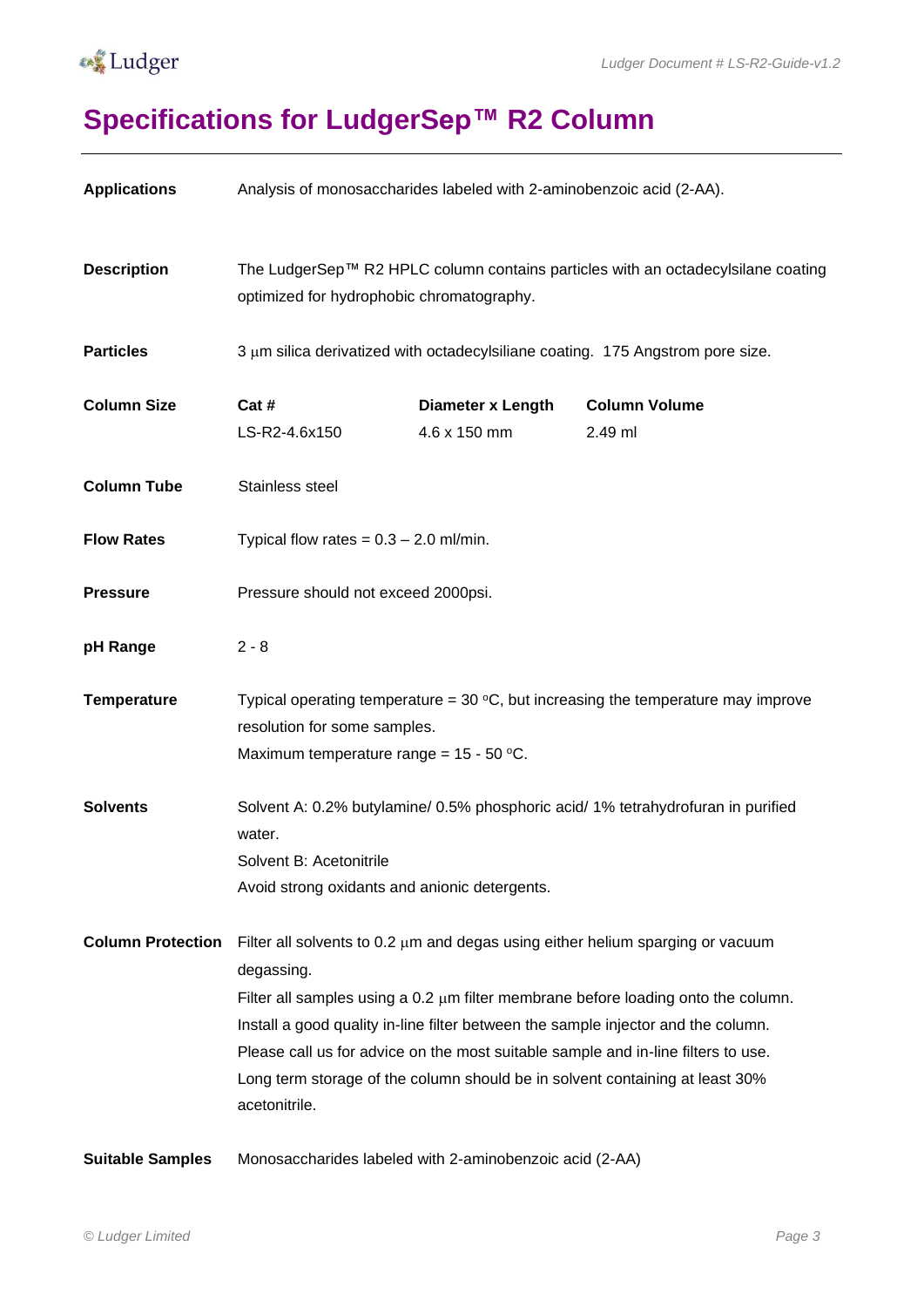# Specifications for LudgerSep™ R2 Column

**Applications** Analysis of monosaccharides labeled with 2-aminobenzoic acid (2-AA).

**Description** The LudgerSep™ R2 HPLC column contains particles with an octadecylsilane coating optimized for hydrophobic chromatography.

**Particles** 3 μm silica derivatized with octadecylsiliane coating. 175 Angstrom pore size.

**Column Size**

| Cat # | Diameter x Length | Column Volume |
|---|---|---|
| LS-R2-4.6x150 | 4.6 x 150 mm | 2.49 ml |

**Column Tube** Stainless steel

**Flow Rates** Typical flow rates = 0.3 – 2.0 ml/min.

**Pressure** Pressure should not exceed 2000psi.

**pH Range** 2 - 8

**Temperature** Typical operating temperature = 30 °C, but increasing the temperature may improve resolution for some samples.
Maximum temperature range = 15 - 50 °C.

**Solvents** Solvent A: 0.2% butylamine/ 0.5% phosphoric acid/ 1% tetrahydrofuran in purified water.
Solvent B: Acetonitrile
Avoid strong oxidants and anionic detergents.

**Column Protection** Filter all solvents to 0.2 μm and degas using either helium sparging or vacuum degassing.
Filter all samples using a 0.2 μm filter membrane before loading onto the column.
Install a good quality in-line filter between the sample injector and the column.
Please call us for advice on the most suitable sample and in-line filters to use.
Long term storage of the column should be in solvent containing at least 30% acetonitrile.

**Suitable Samples** Monosaccharides labeled with 2-aminobenzoic acid (2-AA)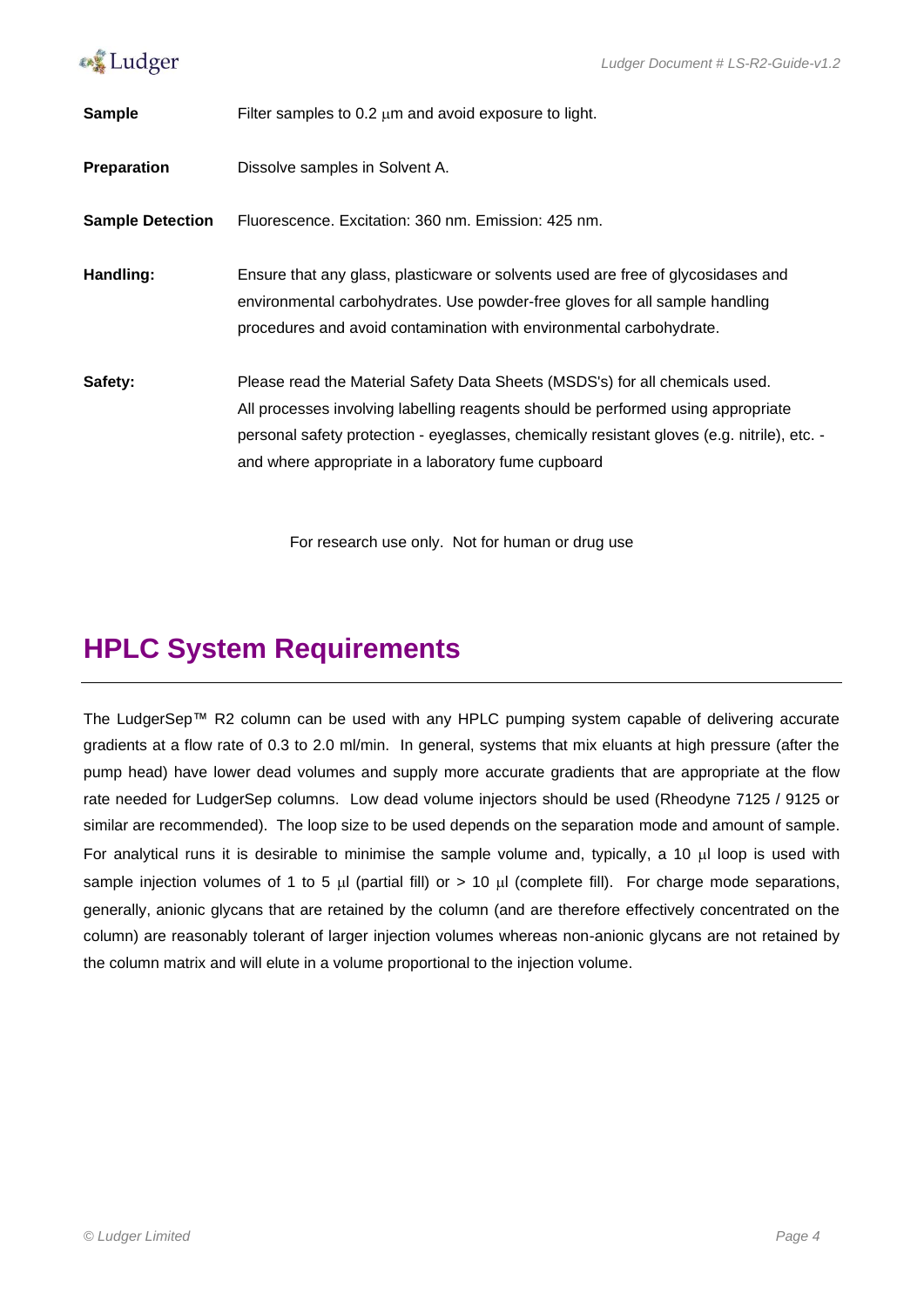| | |
|---|---|
| **Sample** | Filter samples to 0.2 μm and avoid exposure to light. |
| **Preparation** | Dissolve samples in Solvent A. |
| **Sample Detection** | Fluorescence. Excitation: 360 nm. Emission: 425 nm. |
| **Handling:** | Ensure that any glass, plasticware or solvents used are free of glycosidases and environmental carbohydrates. Use powder-free gloves for all sample handling procedures and avoid contamination with environmental carbohydrate. |
| **Safety:** | Please read the Material Safety Data Sheets (MSDS's) for all chemicals used. All processes involving labelling reagents should be performed using appropriate personal safety protection - eyeglasses, chemically resistant gloves (e.g. nitrile), etc. - and where appropriate in a laboratory fume cupboard |

For research use only. Not for human or drug use

# HPLC System Requirements

The LudgerSep™ R2 column can be used with any HPLC pumping system capable of delivering accurate gradients at a flow rate of 0.3 to 2.0 ml/min. In general, systems that mix eluants at high pressure (after the pump head) have lower dead volumes and supply more accurate gradients that are appropriate at the flow rate needed for LudgerSep columns. Low dead volume injectors should be used (Rheodyne 7125 / 9125 or similar are recommended). The loop size to be used depends on the separation mode and amount of sample. For analytical runs it is desirable to minimise the sample volume and, typically, a 10 μl loop is used with sample injection volumes of 1 to 5 μl (partial fill) or > 10 μl (complete fill). For charge mode separations, generally, anionic glycans that are retained by the column (and are therefore effectively concentrated on the column) are reasonably tolerant of larger injection volumes whereas non-anionic glycans are not retained by the column matrix and will elute in a volume proportional to the injection volume.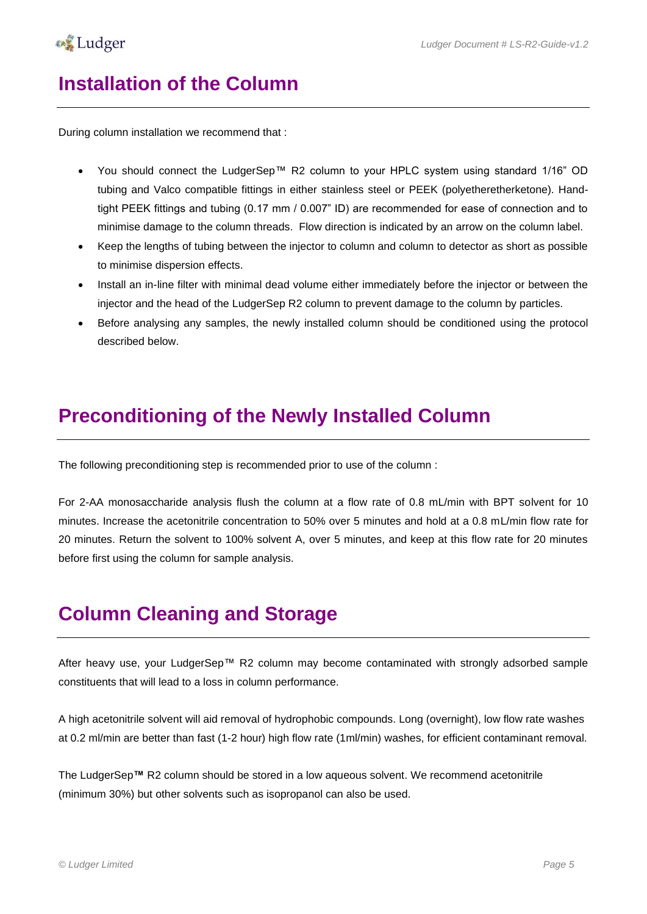# Installation of the Column

During column installation we recommend that :

- You should connect the LudgerSep™ R2 column to your HPLC system using standard 1/16" OD tubing and Valco compatible fittings in either stainless steel or PEEK (polyetheretherketone). Hand-tight PEEK fittings and tubing (0.17 mm / 0.007" ID) are recommended for ease of connection and to minimise damage to the column threads. Flow direction is indicated by an arrow on the column label.
- Keep the lengths of tubing between the injector to column and column to detector as short as possible to minimise dispersion effects.
- Install an in-line filter with minimal dead volume either immediately before the injector or between the injector and the head of the LudgerSep R2 column to prevent damage to the column by particles.
- Before analysing any samples, the newly installed column should be conditioned using the protocol described below.

# Preconditioning of the Newly Installed Column

The following preconditioning step is recommended prior to use of the column :

For 2-AA monosaccharide analysis flush the column at a flow rate of 0.8 mL/min with BPT solvent for 10 minutes. Increase the acetonitrile concentration to 50% over 5 minutes and hold at a 0.8 mL/min flow rate for 20 minutes. Return the solvent to 100% solvent A, over 5 minutes, and keep at this flow rate for 20 minutes before first using the column for sample analysis.

# Column Cleaning and Storage

After heavy use, your LudgerSep™ R2 column may become contaminated with strongly adsorbed sample constituents that will lead to a loss in column performance.

A high acetonitrile solvent will aid removal of hydrophobic compounds. Long (overnight), low flow rate washes at 0.2 ml/min are better than fast (1-2 hour) high flow rate (1ml/min) washes, for efficient contaminant removal.

The LudgerSep**™** R2 column should be stored in a low aqueous solvent. We recommend acetonitrile (minimum 30%) but other solvents such as isopropanol can also be used.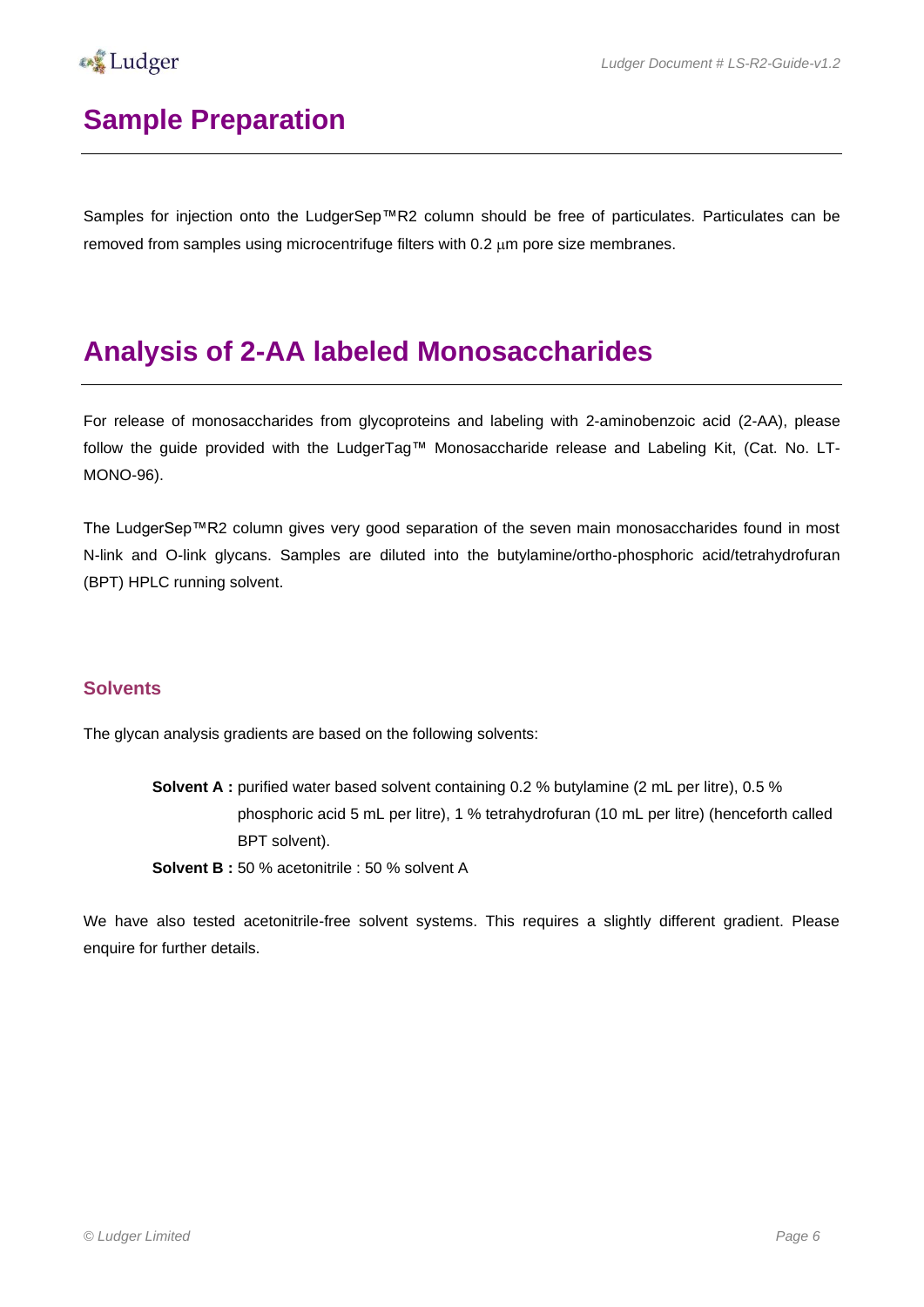# Sample Preparation

Samples for injection onto the LudgerSep™R2 column should be free of particulates. Particulates can be removed from samples using microcentrifuge filters with 0.2 μm pore size membranes.

# Analysis of 2-AA labeled Monosaccharides

For release of monosaccharides from glycoproteins and labeling with 2-aminobenzoic acid (2-AA), please follow the guide provided with the LudgerTag™ Monosaccharide release and Labeling Kit, (Cat. No. LT-MONO-96).

The LudgerSep™R2 column gives very good separation of the seven main monosaccharides found in most N-link and O-link glycans. Samples are diluted into the butylamine/ortho-phosphoric acid/tetrahydrofuran (BPT) HPLC running solvent.

## Solvents

The glycan analysis gradients are based on the following solvents:

**Solvent A :** purified water based solvent containing 0.2 % butylamine (2 mL per litre), 0.5 % phosphoric acid 5 mL per litre), 1 % tetrahydrofuran (10 mL per litre) (henceforth called BPT solvent).

**Solvent B :** 50 % acetonitrile : 50 % solvent A

We have also tested acetonitrile-free solvent systems. This requires a slightly different gradient. Please enquire for further details.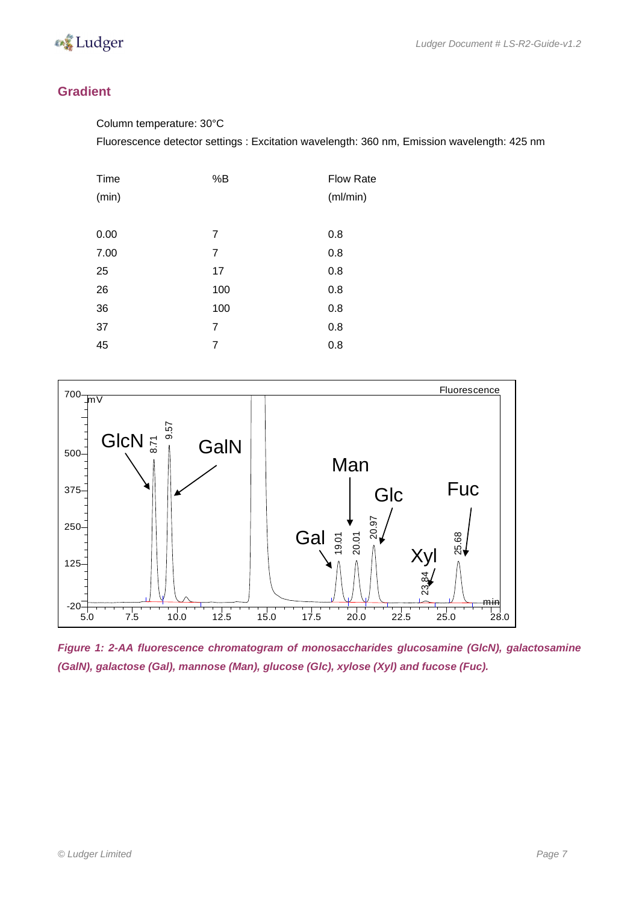## Gradient

Column temperature: 30°C

Fluorescence detector settings : Excitation wavelength: 360 nm, Emission wavelength: 425 nm

| Time (min) | %B | Flow Rate (ml/min) |
|---|---|---|
| 0.00 | 7 | 0.8 |
| 7.00 | 7 | 0.8 |
| 25 | 17 | 0.8 |
| 26 | 100 | 0.8 |
| 36 | 100 | 0.8 |
| 37 | 7 | 0.8 |
| 45 | 7 | 0.8 |

*Figure 1: 2-AA fluorescence chromatogram of monosaccharides glucosamine (GlcN), galactosamine (GalN), galactose (Gal), mannose (Man), glucose (Glc), xylose (Xyl) and fucose (Fuc).*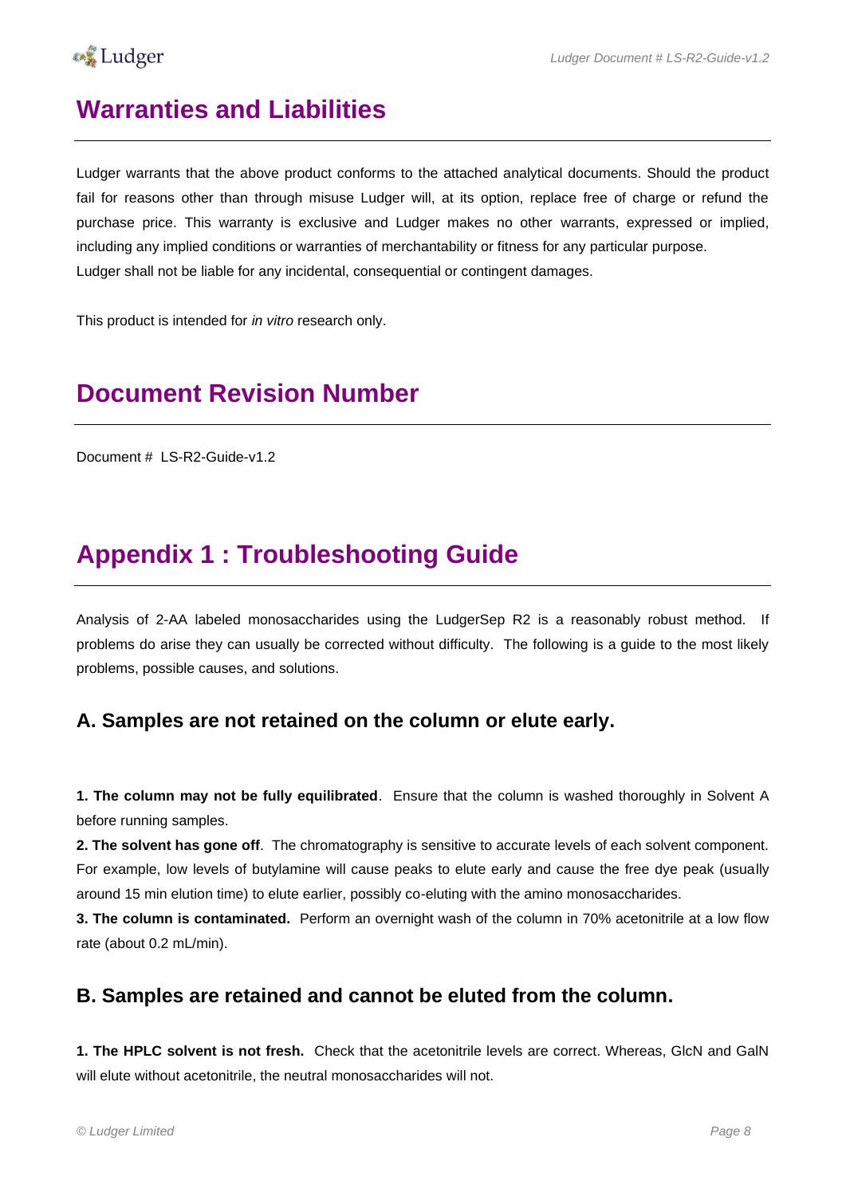## Warranties and Liabilities

Ludger warrants that the above product conforms to the attached analytical documents. Should the product fail for reasons other than through misuse Ludger will, at its option, replace free of charge or refund the purchase price. This warranty is exclusive and Ludger makes no other warrants, expressed or implied, including any implied conditions or warranties of merchantability or fitness for any particular purpose.
Ludger shall not be liable for any incidental, consequential or contingent damages.

This product is intended for *in vitro* research only.

## Document Revision Number

Document # LS-R2-Guide-v1.2

## Appendix 1 : Troubleshooting Guide

Analysis of 2-AA labeled monosaccharides using the LudgerSep R2 is a reasonably robust method. If problems do arise they can usually be corrected without difficulty. The following is a guide to the most likely problems, possible causes, and solutions.

### A. Samples are not retained on the column or elute early.

**1. The column may not be fully equilibrated**. Ensure that the column is washed thoroughly in Solvent A before running samples.

**2. The solvent has gone off**. The chromatography is sensitive to accurate levels of each solvent component. For example, low levels of butylamine will cause peaks to elute early and cause the free dye peak (usually around 15 min elution time) to elute earlier, possibly co-eluting with the amino monosaccharides.

**3. The column is contaminated.** Perform an overnight wash of the column in 70% acetonitrile at a low flow rate (about 0.2 mL/min).

### B. Samples are retained and cannot be eluted from the column.

**1. The HPLC solvent is not fresh.** Check that the acetonitrile levels are correct. Whereas, GlcN and GalN will elute without acetonitrile, the neutral monosaccharides will not.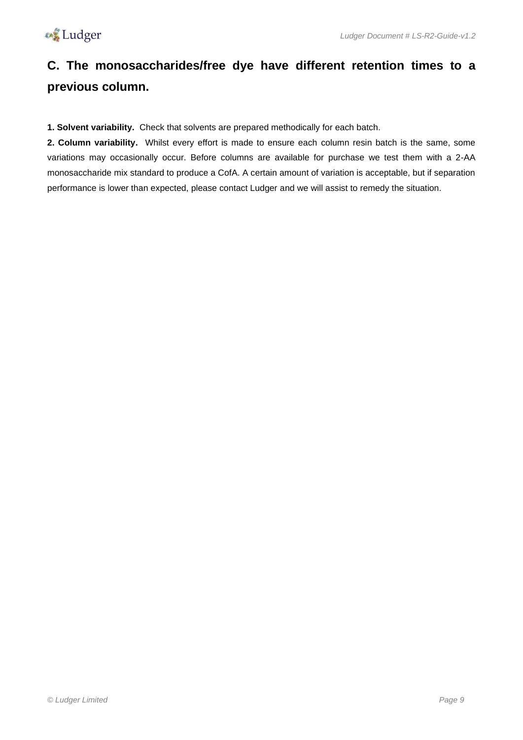## C. The monosaccharides/free dye have different retention times to a previous column.

**1. Solvent variability.** Check that solvents are prepared methodically for each batch.

**2. Column variability.** Whilst every effort is made to ensure each column resin batch is the same, some variations may occasionally occur. Before columns are available for purchase we test them with a 2-AA monosaccharide mix standard to produce a CofA. A certain amount of variation is acceptable, but if separation performance is lower than expected, please contact Ludger and we will assist to remedy the situation.